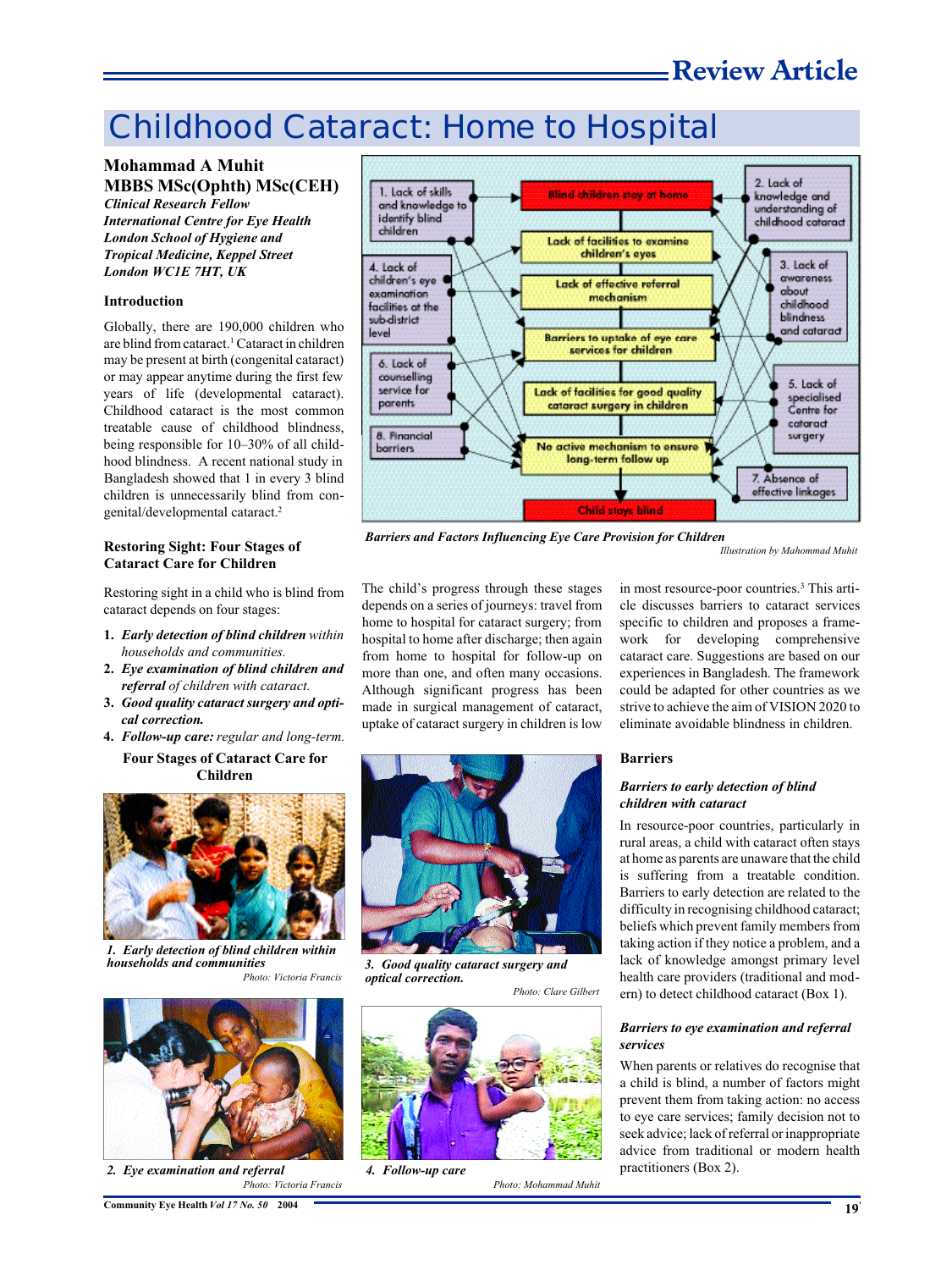# Childhood Cataract: Home to Hospital

**Mohammad A Muhit**
**MBBS MSc(Ophth) MSc(CEH)**
*Clinical Research Fellow*
*International Centre for Eye Health*
*London School of Hygiene and Tropical Medicine, Keppel Street*
*London WC1E 7HT, UK*

## Introduction

Globally, there are 190,000 children who are blind from cataract.[1] Cataract in children may be present at birth (congenital cataract) or may appear anytime during the first few years of life (developmental cataract). Childhood cataract is the most common treatable cause of childhood blindness, being responsible for 10–30% of all childhood blindness. A recent national study in Bangladesh showed that 1 in every 3 blind children is unnecessarily blind from congenital/developmental cataract.[2]

*Barriers and Factors Influencing Eye Care Provision for Children*

*Illustration by Mahommad Muhit*

## Restoring Sight: Four Stages of Cataract Care for Children

Restoring sight in a child who is blind from cataract depends on four stages:

1. ***Early detection of blind children*** *within households and communities.*
2. ***Eye examination of blind children and referral*** *of children with cataract.*
3. ***Good quality cataract surgery and optical correction.***
4. ***Follow-up care:*** *regular and long-term.*

**Four Stages of Cataract Care for Children**

*1. Early detection of blind children within households and communities*

*Photo: Victoria Francis*

*2. Eye examination and referral*

*Photo: Victoria Francis*

*3. Good quality cataract surgery and optical correction.*

*Photo: Clare Gilbert*

*4. Follow-up care*

*Photo: Mohammad Muhit*

The child's progress through these stages depends on a series of journeys: travel from home to hospital for cataract surgery; from hospital to home after discharge; then again from home to hospital for follow-up on more than one, and often many occasions. Although significant progress has been made in surgical management of cataract, uptake of cataract surgery in children is low in most resource-poor countries.[3] This article discusses barriers to cataract services specific to children and proposes a framework for developing comprehensive cataract care. Suggestions are based on our experiences in Bangladesh. The framework could be adapted for other countries as we strive to achieve the aim of VISION 2020 to eliminate avoidable blindness in children.

## Barriers

### *Barriers to early detection of blind children with cataract*

In resource-poor countries, particularly in rural areas, a child with cataract often stays at home as parents are unaware that the child is suffering from a treatable condition. Barriers to early detection are related to the difficulty in recognising childhood cataract; beliefs which prevent family members from taking action if they notice a problem, and a lack of knowledge amongst primary level health care providers (traditional and modern) to detect childhood cataract (Box 1).

### *Barriers to eye examination and referral services*

When parents or relatives do recognise that a child is blind, a number of factors might prevent them from taking action: no access to eye care services; family decision not to seek advice; lack of referral or inappropriate advice from traditional or modern health practitioners (Box 2).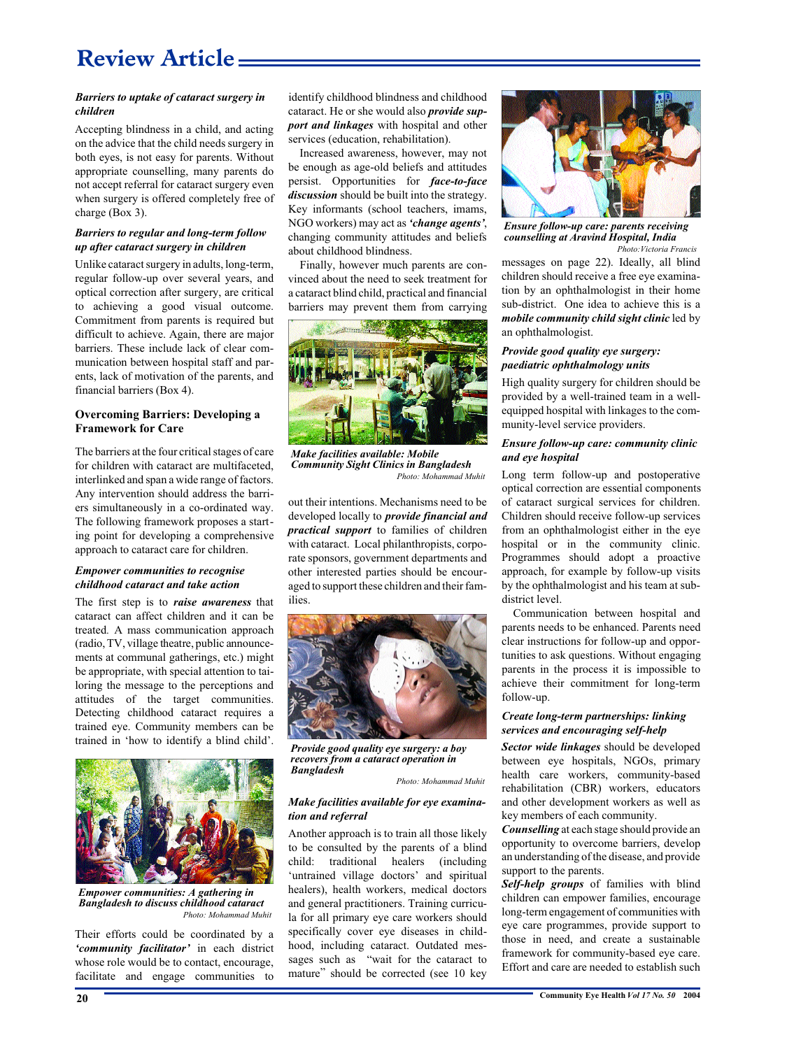# Review Article

### *Barriers to uptake of cataract surgery in children*

Accepting blindness in a child, and acting on the advice that the child needs surgery in both eyes, is not easy for parents. Without appropriate counselling, many parents do not accept referral for cataract surgery even when surgery is offered completely free of charge (Box 3).

### *Barriers to regular and long-term follow up after cataract surgery in children*

Unlike cataract surgery in adults, long-term, regular follow-up over several years, and optical correction after surgery, are critical to achieving a good visual outcome. Commitment from parents is required but difficult to achieve. Again, there are major barriers. These include lack of clear communication between hospital staff and parents, lack of motivation of the parents, and financial barriers (Box 4).

## Overcoming Barriers: Developing a Framework for Care

The barriers at the four critical stages of care for children with cataract are multifaceted, interlinked and span a wide range of factors. Any intervention should address the barriers simultaneously in a co-ordinated way. The following framework proposes a starting point for developing a comprehensive approach to cataract care for children.

### *Empower communities to recognise childhood cataract and take action*

The first step is to ***raise awareness*** that cataract can affect children and it can be treated. A mass communication approach (radio, TV, village theatre, public announcements at communal gatherings, etc.) might be appropriate, with special attention to tailoring the message to the perceptions and attitudes of the target communities. Detecting childhood cataract requires a trained eye. Community members can be trained in 'how to identify a blind child'.

***Empower communities: A gathering in Bangladesh to discuss childhood cataract***
*Photo: Mohammad Muhit*

Their efforts could be coordinated by a ***'community facilitator'*** in each district whose role would be to contact, encourage, facilitate and engage communities to identify childhood blindness and childhood cataract. He or she would also ***provide support and linkages*** with hospital and other services (education, rehabilitation).

Increased awareness, however, may not be enough as age-old beliefs and attitudes persist. Opportunities for ***face-to-face discussion*** should be built into the strategy. Key informants (school teachers, imams, NGO workers) may act as ***'change agents'***, changing community attitudes and beliefs about childhood blindness.

Finally, however much parents are convinced about the need to seek treatment for a cataract blind child, practical and financial barriers may prevent them from carrying out their intentions. Mechanisms need to be developed locally to ***provide financial and practical support*** to families of children with cataract. Local philanthropists, corporate sponsors, government departments and other interested parties should be encouraged to support these children and their families.

***Make facilities available: Mobile Community Sight Clinics in Bangladesh***
*Photo: Mohammad Muhit*

***Provide good quality eye surgery: a boy recovers from a cataract operation in Bangladesh***
*Photo: Mohammad Muhit*

### *Make facilities available for eye examination and referral*

Another approach is to train all those likely to be consulted by the parents of a blind child: traditional healers (including 'untrained village doctors' and spiritual healers), health workers, medical doctors and general practitioners. Training curricula for all primary eye care workers should specifically cover eye diseases in childhood, including cataract. Outdated messages such as "wait for the cataract to mature" should be corrected (see 10 key messages on page 22). Ideally, all blind children should receive a free eye examination by an ophthalmologist in their home sub-district. One idea to achieve this is a ***mobile community child sight clinic*** led by an ophthalmologist.

***Ensure follow-up care: parents receiving counselling at Aravind Hospital, India***
*Photo: Victoria Francis*

### *Provide good quality eye surgery: paediatric ophthalmology units*

High quality surgery for children should be provided by a well-trained team in a well-equipped hospital with linkages to the community-level service providers.

### *Ensure follow-up care: community clinic and eye hospital*

Long term follow-up and postoperative optical correction are essential components of cataract surgical services for children. Children should receive follow-up services from an ophthalmologist either in the eye hospital or in the community clinic. Programmes should adopt a proactive approach, for example by follow-up visits by the ophthalmologist and his team at sub-district level.

Communication between hospital and parents needs to be enhanced. Parents need clear instructions for follow-up and opportunities to ask questions. Without engaging parents in the process it is impossible to achieve their commitment for long-term follow-up.

### *Create long-term partnerships: linking services and encouraging self-help*

***Sector wide linkages*** should be developed between eye hospitals, NGOs, primary health care workers, community-based rehabilitation (CBR) workers, educators and other development workers as well as key members of each community.

***Counselling*** at each stage should provide an opportunity to overcome barriers, develop an understanding of the disease, and provide support to the parents.

***Self-help groups*** of families with blind children can empower families, encourage long-term engagement of communities with eye care programmes, provide support to those in need, and create a sustainable framework for community-based eye care. Effort and care are needed to establish such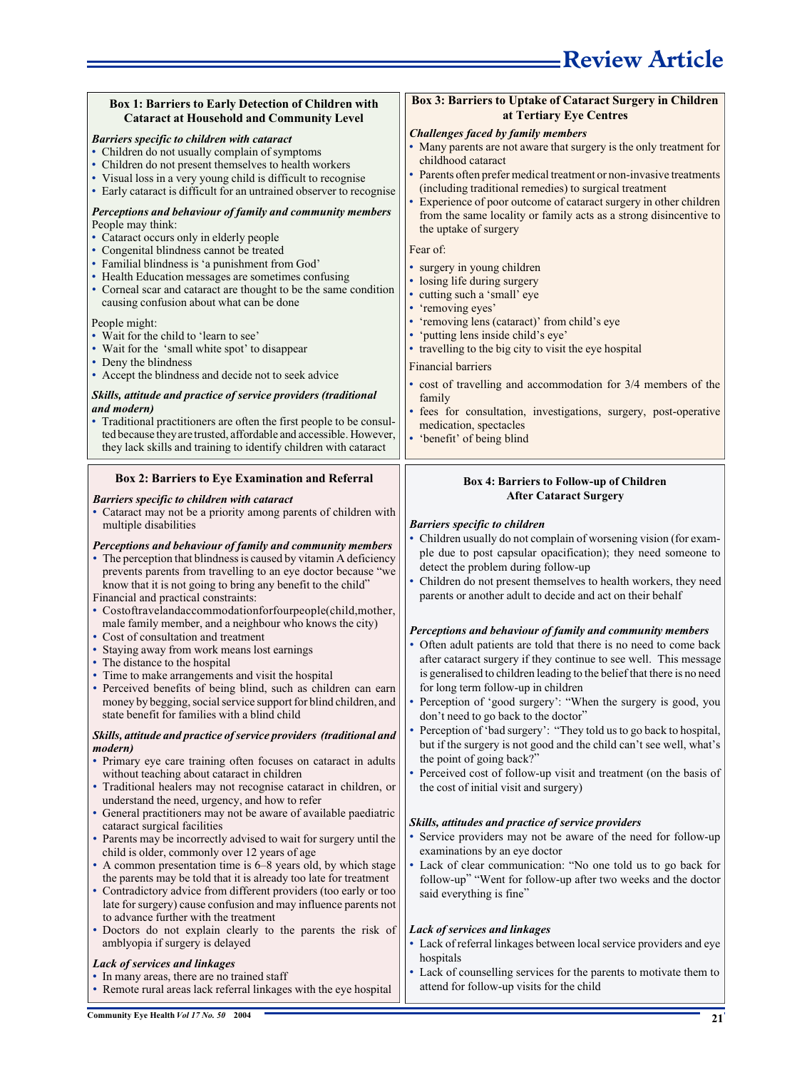### Box 1: Barriers to Early Detection of Children with Cataract at Household and Community Level

***Barriers specific to children with cataract***

- Children do not usually complain of symptoms
- Children do not present themselves to health workers
- Visual loss in a very young child is difficult to recognise
- Early cataract is difficult for an untrained observer to recognise

***Perceptions and behaviour of family and community members***

People may think:

- Cataract occurs only in elderly people
- Congenital blindness cannot be treated
- Familial blindness is 'a punishment from God'
- Health Education messages are sometimes confusing
- Corneal scar and cataract are thought to be the same condition causing confusion about what can be done

People might:

- Wait for the child to 'learn to see'
- Wait for the 'small white spot' to disappear
- Deny the blindness
- Accept the blindness and decide not to seek advice

***Skills, attitude and practice of service providers (traditional and modern)***

- Traditional practitioners are often the first people to be consulted because they are trusted, affordable and accessible. However, they lack skills and training to identify children with cataract

### Box 2: Barriers to Eye Examination and Referral

***Barriers specific to children with cataract***

- Cataract may not be a priority among parents of children with multiple disabilities

***Perceptions and behaviour of family and community members***

- The perception that blindness is caused by vitamin A deficiency prevents parents from travelling to an eye doctor because "we know that it is not going to bring any benefit to the child"

Financial and practical constraints:

- Cost of travel and accommodation for four people (child, mother, male family member, and a neighbour who knows the city)
- Cost of consultation and treatment
- Staying away from work means lost earnings
- The distance to the hospital
- Time to make arrangements and visit the hospital
- Perceived benefits of being blind, such as children can earn money by begging, social service support for blind children, and state benefit for families with a blind child

***Skills, attitude and practice of service providers (traditional and modern)***

- Primary eye care training often focuses on cataract in adults without teaching about cataract in children
- Traditional healers may not recognise cataract in children, or understand the need, urgency, and how to refer
- General practitioners may not be aware of available paediatric cataract surgical facilities
- Parents may be incorrectly advised to wait for surgery until the child is older, commonly over 12 years of age
- A common presentation time is 6–8 years old, by which stage the parents may be told that it is already too late for treatment
- Contradictory advice from different providers (too early or too late for surgery) cause confusion and may influence parents not to advance further with the treatment
- Doctors do not explain clearly to the parents the risk of amblyopia if surgery is delayed

***Lack of services and linkages***

- In many areas, there are no trained staff
- Remote rural areas lack referral linkages with the eye hospital

### Box 3: Barriers to Uptake of Cataract Surgery in Children at Tertiary Eye Centres

***Challenges faced by family members***

- Many parents are not aware that surgery is the only treatment for childhood cataract
- Parents often prefer medical treatment or non-invasive treatments (including traditional remedies) to surgical treatment
- Experience of poor outcome of cataract surgery in other children from the same locality or family acts as a strong disincentive to the uptake of surgery

Fear of:

- surgery in young children
- losing life during surgery
- cutting such a 'small' eye
- 'removing eyes'
- 'removing lens (cataract)' from child's eye
- 'putting lens inside child's eye'
- travelling to the big city to visit the eye hospital

Financial barriers

- cost of travelling and accommodation for 3/4 members of the family
- fees for consultation, investigations, surgery, post-operative medication, spectacles
- 'benefit' of being blind

### Box 4: Barriers to Follow-up of Children After Cataract Surgery

***Barriers specific to children***

- Children usually do not complain of worsening vision (for example due to post capsular opacification); they need someone to detect the problem during follow-up
- Children do not present themselves to health workers, they need parents or another adult to decide and act on their behalf

***Perceptions and behaviour of family and community members***

- Often adult patients are told that there is no need to come back after cataract surgery if they continue to see well. This message is generalised to children leading to the belief that there is no need for long term follow-up in children
- Perception of 'good surgery': "When the surgery is good, you don't need to go back to the doctor"
- Perception of 'bad surgery': "They told us to go back to hospital, but if the surgery is not good and the child can't see well, what's the point of going back?"
- Perceived cost of follow-up visit and treatment (on the basis of the cost of initial visit and surgery)

***Skills, attitudes and practice of service providers***

- Service providers may not be aware of the need for follow-up examinations by an eye doctor
- Lack of clear communication: "No one told us to go back for follow-up" "Went for follow-up after two weeks and the doctor said everything is fine"

***Lack of services and linkages***

- Lack of referral linkages between local service providers and eye hospitals
- Lack of counselling services for the parents to motivate them to attend for follow-up visits for the child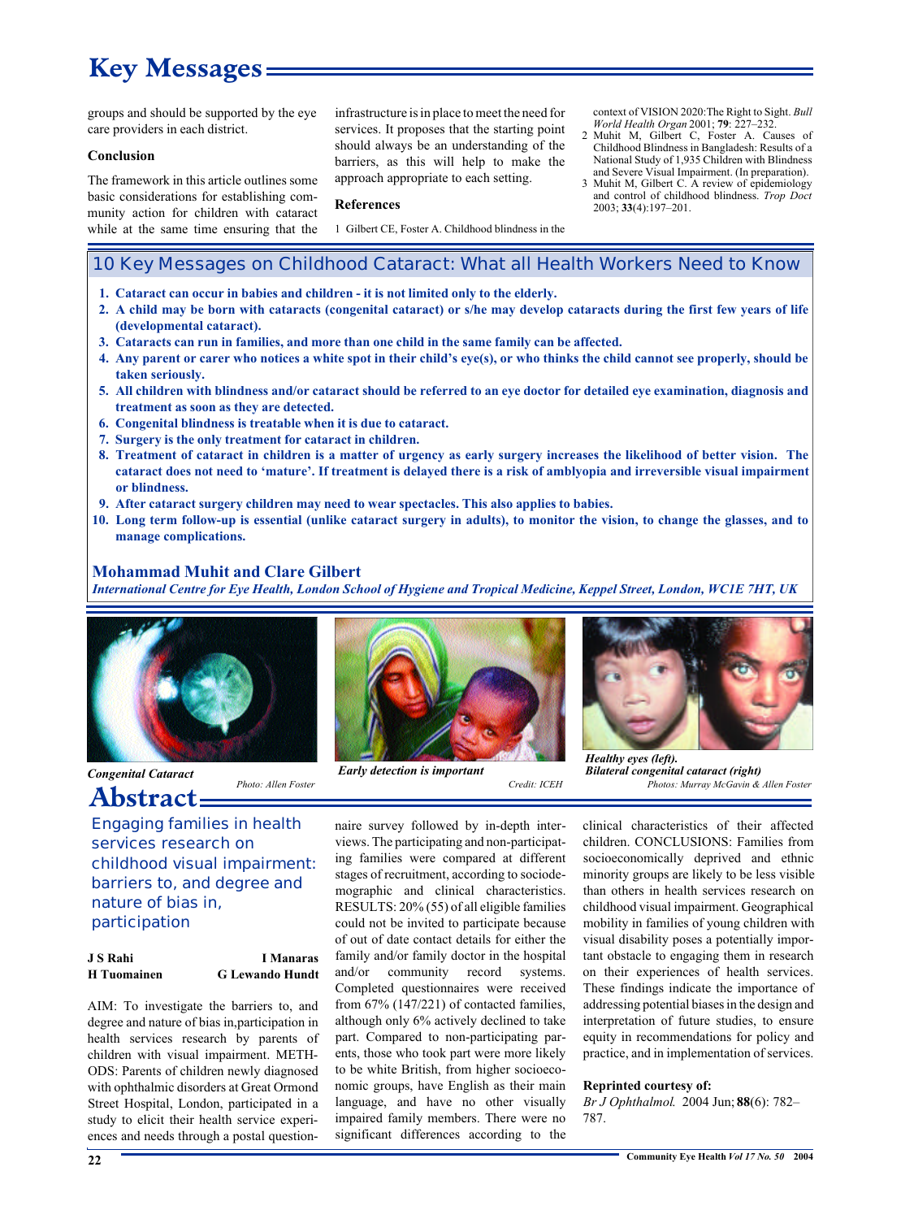# Key Messages

groups and should be supported by the eye care providers in each district.

### Conclusion

The framework in this article outlines some basic considerations for establishing community action for children with cataract while at the same time ensuring that the infrastructure is in place to meet the need for services. It proposes that the starting point should always be an understanding of the barriers, as this will help to make the approach appropriate to each setting.

### References

1 Gilbert CE, Foster A. Childhood blindness in the context of VISION 2020:The Right to Sight. *Bull World Health Organ* 2001; **79**: 227–232.

2 Muhit M, Gilbert C, Foster A. Causes of Childhood Blindness in Bangladesh: Results of a National Study of 1,935 Children with Blindness and Severe Visual Impairment. (In preparation).

3 Muhit M, Gilbert C. A review of epidemiology and control of childhood blindness. *Trop Doct* 2003; **33**(4):197–201.

## 10 Key Messages on Childhood Cataract: What all Health Workers Need to Know

1. **Cataract can occur in babies and children - it is not limited only to the elderly.**
2. **A child may be born with cataracts (congenital cataract) or s/he may develop cataracts during the first few years of life (developmental cataract).**
3. **Cataracts can run in families, and more than one child in the same family can be affected.**
4. **Any parent or carer who notices a white spot in their child's eye(s), or who thinks the child cannot see properly, should be taken seriously.**
5. **All children with blindness and/or cataract should be referred to an eye doctor for detailed eye examination, diagnosis and treatment as soon as they are detected.**
6. **Congenital blindness is treatable when it is due to cataract.**
7. **Surgery is the only treatment for cataract in children.**
8. **Treatment of cataract in children is a matter of urgency as early surgery increases the likelihood of better vision. The cataract does not need to 'mature'. If treatment is delayed there is a risk of amblyopia and irreversible visual impairment or blindness.**
9. **After cataract surgery children may need to wear spectacles. This also applies to babies.**
10. **Long term follow-up is essential (unlike cataract surgery in adults), to monitor the vision, to change the glasses, and to manage complications.**

**Mohammad Muhit and Clare Gilbert**

***International Centre for Eye Health, London School of Hygiene and Tropical Medicine, Keppel Street, London, WC1E 7HT, UK***

***Congenital Cataract*** *Photo: Allen Foster*

***Early detection is important*** *Credit: ICEH*

***Healthy eyes (left). Bilateral congenital cataract (right)*** *Photos: Murray McGavin & Allen Foster*

# Abstract

## Engaging families in health services research on childhood visual impairment: barriers to, and degree and nature of bias in, participation

**J S Rahi** **I Manaras**
**H Tuomainen** **G Lewando Hundt**

AIM: To investigate the barriers to, and degree and nature of bias in,participation in health services research by parents of children with visual impairment. METHODS: Parents of children newly diagnosed with ophthalmic disorders at Great Ormond Street Hospital, London, participated in a study to elicit their health service experiences and needs through a postal questionnaire survey followed by in-depth interviews. The participating and non-participating families were compared at different stages of recruitment, according to sociodemographic and clinical characteristics. RESULTS: 20% (55) of all eligible families could not be invited to participate because of out of date contact details for either the family and/or family doctor in the hospital and/or community record systems. Completed questionnaires were received from 67% (147/221) of contacted families, although only 6% actively declined to take part. Compared to non-participating parents, those who took part were more likely to be white British, from higher socioeconomic groups, have English as their main language, and have no other visually impaired family members. There were no significant differences according to the clinical characteristics of their affected children. CONCLUSIONS: Families from socioeconomically deprived and ethnic minority groups are likely to be less visible than others in health services research on childhood visual impairment. Geographical mobility in families of young children with visual disability poses a potentially important obstacle to engaging them in research on their experiences of health services. These findings indicate the importance of addressing potential biases in the design and interpretation of future studies, to ensure equity in recommendations for policy and practice, and in implementation of services.

**Reprinted courtesy of:**

*Br J Ophthalmol.* 2004 Jun; **88**(6): 782–787.